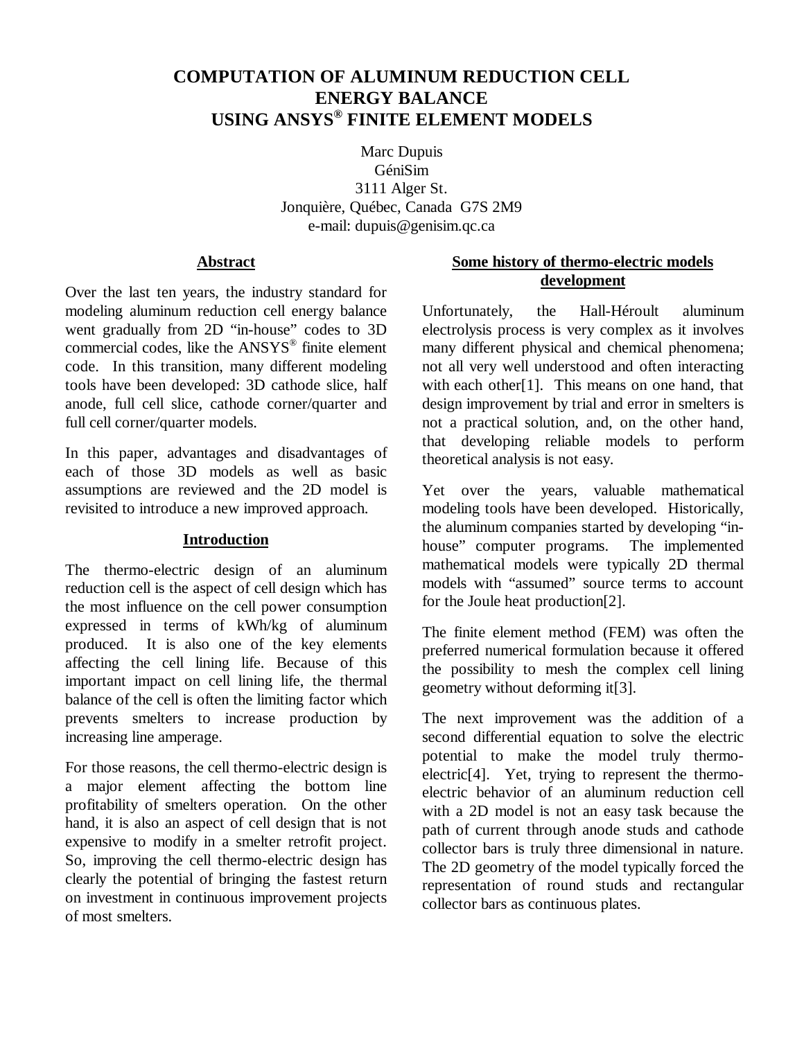# COMPUTATION OF ALUMINUM REDUCTION CELL ENERGY BALANCE USING ANSYS® FINITE ELEMENT MODELS

Marc Dupuis
GéniSim
3111 Alger St.
Jonquière, Québec, Canada G7S 2M9
e-mail: dupuis@genisim.qc.ca

## Abstract

Over the last ten years, the industry standard for modeling aluminum reduction cell energy balance went gradually from 2D "in-house" codes to 3D commercial codes, like the ANSYS® finite element code. In this transition, many different modeling tools have been developed: 3D cathode slice, half anode, full cell slice, cathode corner/quarter and full cell corner/quarter models.

In this paper, advantages and disadvantages of each of those 3D models as well as basic assumptions are reviewed and the 2D model is revisited to introduce a new improved approach.

## Introduction

The thermo-electric design of an aluminum reduction cell is the aspect of cell design which has the most influence on the cell power consumption expressed in terms of kWh/kg of aluminum produced. It is also one of the key elements affecting the cell lining life. Because of this important impact on cell lining life, the thermal balance of the cell is often the limiting factor which prevents smelters to increase production by increasing line amperage.

For those reasons, the cell thermo-electric design is a major element affecting the bottom line profitability of smelters operation. On the other hand, it is also an aspect of cell design that is not expensive to modify in a smelter retrofit project. So, improving the cell thermo-electric design has clearly the potential of bringing the fastest return on investment in continuous improvement projects of most smelters.

## Some history of thermo-electric models development

Unfortunately, the Hall-Héroult aluminum electrolysis process is very complex as it involves many different physical and chemical phenomena; not all very well understood and often interacting with each other[1]. This means on one hand, that design improvement by trial and error in smelters is not a practical solution, and, on the other hand, that developing reliable models to perform theoretical analysis is not easy.

Yet over the years, valuable mathematical modeling tools have been developed. Historically, the aluminum companies started by developing "in-house" computer programs. The implemented mathematical models were typically 2D thermal models with "assumed" source terms to account for the Joule heat production[2].

The finite element method (FEM) was often the preferred numerical formulation because it offered the possibility to mesh the complex cell lining geometry without deforming it[3].

The next improvement was the addition of a second differential equation to solve the electric potential to make the model truly thermo-electric[4]. Yet, trying to represent the thermo-electric behavior of an aluminum reduction cell with a 2D model is not an easy task because the path of current through anode studs and cathode collector bars is truly three dimensional in nature. The 2D geometry of the model typically forced the representation of round studs and rectangular collector bars as continuous plates.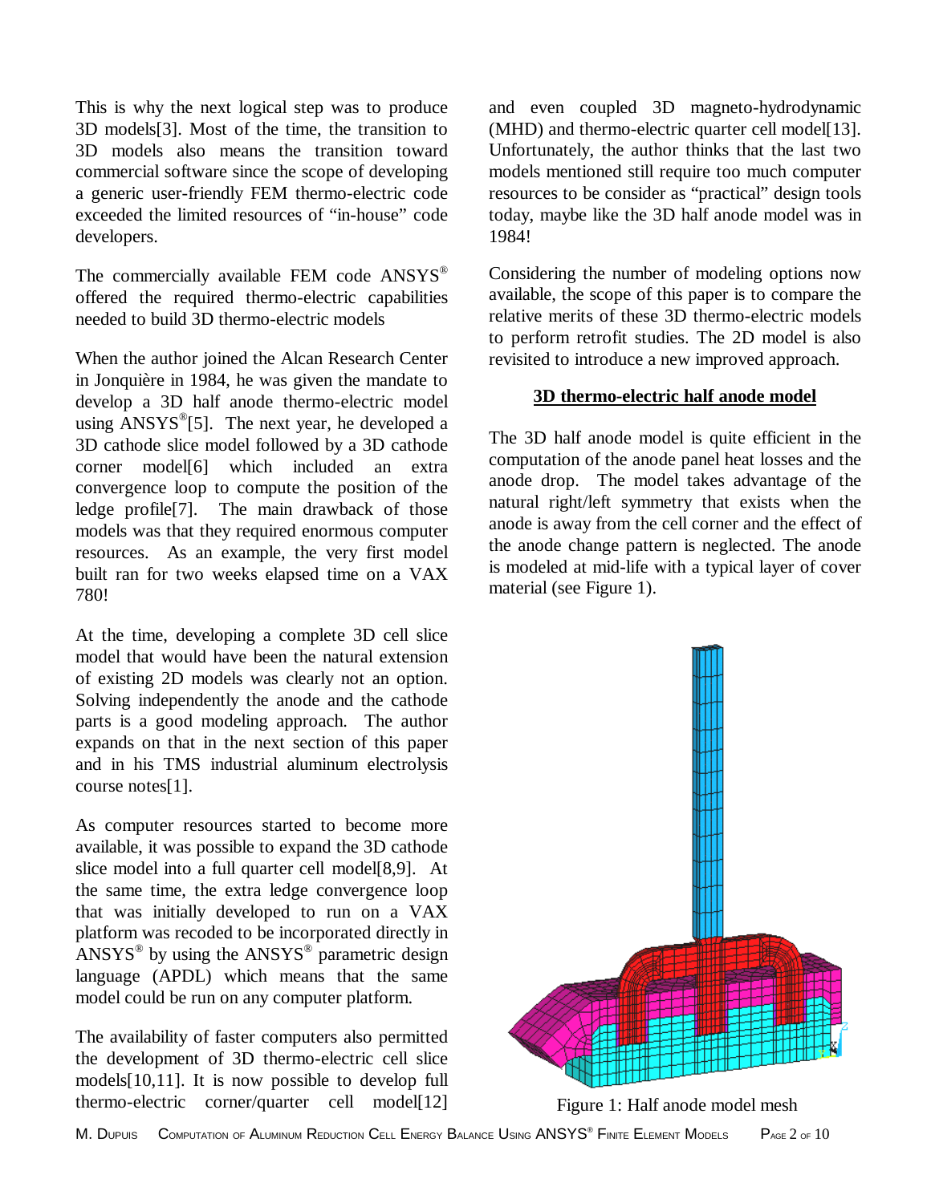This is why the next logical step was to produce 3D models[3]. Most of the time, the transition to 3D models also means the transition toward commercial software since the scope of developing a generic user-friendly FEM thermo-electric code exceeded the limited resources of "in-house" code developers.

The commercially available FEM code ANSYS® offered the required thermo-electric capabilities needed to build 3D thermo-electric models

When the author joined the Alcan Research Center in Jonquière in 1984, he was given the mandate to develop a 3D half anode thermo-electric model using ANSYS®[5]. The next year, he developed a 3D cathode slice model followed by a 3D cathode corner model[6] which included an extra convergence loop to compute the position of the ledge profile[7]. The main drawback of those models was that they required enormous computer resources. As an example, the very first model built ran for two weeks elapsed time on a VAX 780!

At the time, developing a complete 3D cell slice model that would have been the natural extension of existing 2D models was clearly not an option. Solving independently the anode and the cathode parts is a good modeling approach. The author expands on that in the next section of this paper and in his TMS industrial aluminum electrolysis course notes[1].

As computer resources started to become more available, it was possible to expand the 3D cathode slice model into a full quarter cell model[8,9]. At the same time, the extra ledge convergence loop that was initially developed to run on a VAX platform was recoded to be incorporated directly in ANSYS® by using the ANSYS® parametric design language (APDL) which means that the same model could be run on any computer platform.

The availability of faster computers also permitted the development of 3D thermo-electric cell slice models[10,11]. It is now possible to develop full thermo-electric corner/quarter cell model[12] and even coupled 3D magneto-hydrodynamic (MHD) and thermo-electric quarter cell model[13]. Unfortunately, the author thinks that the last two models mentioned still require too much computer resources to be consider as "practical" design tools today, maybe like the 3D half anode model was in 1984!

Considering the number of modeling options now available, the scope of this paper is to compare the relative merits of these 3D thermo-electric models to perform retrofit studies. The 2D model is also revisited to introduce a new improved approach.

## 3D thermo-electric half anode model

The 3D half anode model is quite efficient in the computation of the anode panel heat losses and the anode drop. The model takes advantage of the natural right/left symmetry that exists when the anode is away from the cell corner and the effect of the anode change pattern is neglected. The anode is modeled at mid-life with a typical layer of cover material (see Figure 1).

Figure 1: Half anode model mesh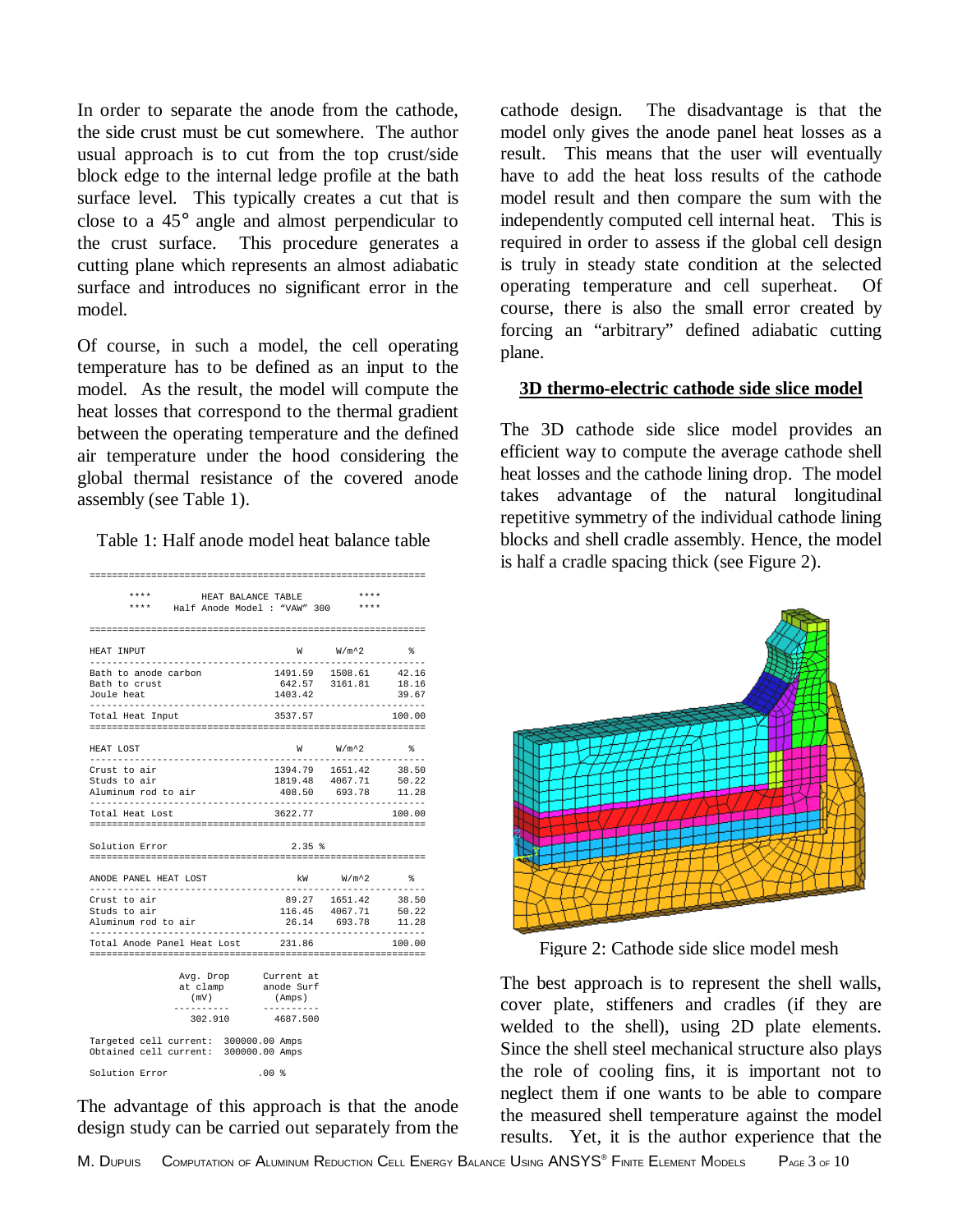In order to separate the anode from the cathode, the side crust must be cut somewhere. The author usual approach is to cut from the top crust/side block edge to the internal ledge profile at the bath surface level. This typically creates a cut that is close to a 45° angle and almost perpendicular to the crust surface. This procedure generates a cutting plane which represents an almost adiabatic surface and introduces no significant error in the model.

Of course, in such a model, the cell operating temperature has to be defined as an input to the model. As the result, the model will compute the heat losses that correspond to the thermal gradient between the operating temperature and the defined air temperature under the hood considering the global thermal resistance of the covered anode assembly (see Table 1).

Table 1: Half anode model heat balance table

```
==========================================================
    ****         HEAT BALANCE TABLE              ****
    ****    Half Anode Model : "VAW" 300         ****

==========================================================

HEAT INPUT                          W      W/m^2       %
----------------------------------------------------------
Bath to anode carbon          1491.59    1508.61   42.16
Bath to crust                  642.57    3161.81   18.16
Joule heat                    1403.42               39.67
----------------------------------------------------------
Total Heat Input              3537.57              100.00
==========================================================

HEAT LOST                           W      W/m^2       %
----------------------------------------------------------
Crust to air                  1394.79    1651.42   38.50
Studs to air                  1819.48    4067.71   50.22
Aluminum rod to air            408.50     693.78   11.28
----------------------------------------------------------
Total Heat Lost               3622.77              100.00
==========================================================

Solution Error                   2.35 %
==========================================================

ANODE PANEL HEAT LOST              kW      W/m^2       %
----------------------------------------------------------
Crust to air                    89.27    1651.42   38.50
Studs to air                   116.45    4067.71   50.22
Aluminum rod to air             26.14     693.78   11.28
----------------------------------------------------------
Total Anode Panel Heat Lost    231.86              100.00
==========================================================

              Avg. Drop      Current at
              at clamp       anode Surf
                (mV)           (Amps)
             ----------     ----------
               302.910        4687.500

Targeted cell current:   300000.00 Amps
Obtained cell current:   300000.00 Amps

Solution Error              .00 %
```

The advantage of this approach is that the anode design study can be carried out separately from the cathode design. The disadvantage is that the model only gives the anode panel heat losses as a result. This means that the user will eventually have to add the heat loss results of the cathode model result and then compare the sum with the independently computed cell internal heat. This is required in order to assess if the global cell design is truly in steady state condition at the selected operating temperature and cell superheat. Of course, there is also the small error created by forcing an "arbitrary" defined adiabatic cutting plane.

## 3D thermo-electric cathode side slice model

The 3D cathode side slice model provides an efficient way to compute the average cathode shell heat losses and the cathode lining drop. The model takes advantage of the natural longitudinal repetitive symmetry of the individual cathode lining blocks and shell cradle assembly. Hence, the model is half a cradle spacing thick (see Figure 2).

Figure 2: Cathode side slice model mesh

The best approach is to represent the shell walls, cover plate, stiffeners and cradles (if they are welded to the shell), using 2D plate elements. Since the shell steel mechanical structure also plays the role of cooling fins, it is important not to neglect them if one wants to be able to compare the measured shell temperature against the model results. Yet, it is the author experience that the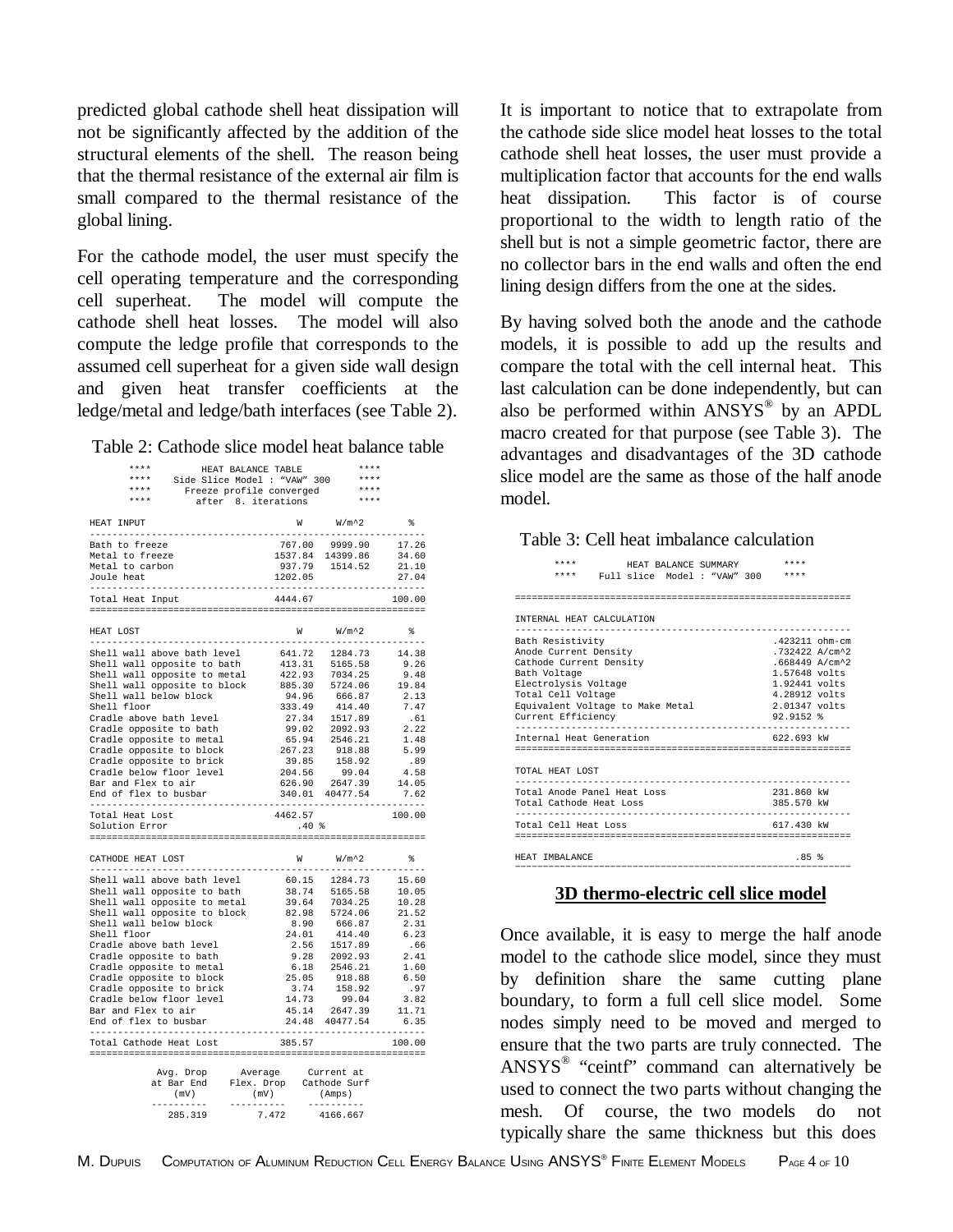predicted global cathode shell heat dissipation will not be significantly affected by the addition of the structural elements of the shell. The reason being that the thermal resistance of the external air film is small compared to the thermal resistance of the global lining.

For the cathode model, the user must specify the cell operating temperature and the corresponding cell superheat. The model will compute the cathode shell heat losses. The model will also compute the ledge profile that corresponds to the assumed cell superheat for a given side wall design and given heat transfer coefficients at the ledge/metal and ledge/bath interfaces (see Table 2).

Table 2: Cathode slice model heat balance table

```
****        HEAT BALANCE TABLE          ****
****   Side Slice Model : "VAW" 300     ****
****     Freeze profile converged       ****
****        after  8. iterations        ****
```

| HEAT INPUT | W | W/m^2 | % |
|---|---|---|---|
| Bath to freeze | 767.00 | 9999.90 | 17.26 |
| Metal to freeze | 1537.84 | 14399.86 | 34.60 |
| Metal to carbon | 937.79 | 1514.52 | 21.10 |
| Joule heat | 1202.05 | | 27.04 |
| Total Heat Input | 4444.67 | | 100.00 |

| HEAT LOST | W | W/m^2 | % |
|---|---|---|---|
| Shell wall above bath level | 641.72 | 1284.73 | 14.38 |
| Shell wall opposite to bath | 413.31 | 5165.58 | 9.26 |
| Shell wall opposite to metal | 422.93 | 7034.25 | 9.48 |
| Shell wall opposite to block | 885.30 | 5724.06 | 19.84 |
| Shell wall below block | 94.96 | 666.87 | 2.13 |
| Shell floor | 333.49 | 414.40 | 7.47 |
| Cradle above bath level | 27.34 | 1517.89 | .61 |
| Cradle opposite to bath | 99.02 | 2092.93 | 2.22 |
| Cradle opposite to metal | 65.94 | 2546.21 | 1.48 |
| Cradle opposite to block | 267.23 | 918.88 | 5.99 |
| Cradle opposite to brick | 39.85 | 158.92 | .89 |
| Cradle below floor level | 204.56 | 99.04 | 4.58 |
| Bar and Flex to air | 626.90 | 2647.39 | 14.05 |
| End of flex to busbar | 340.01 | 40477.54 | 7.62 |
| Total Heat Lost | 4462.57 | | 100.00 |
| Solution Error | .40 % | | |

| CATHODE HEAT LOST | W | W/m^2 | % |
|---|---|---|---|
| Shell wall above bath level | 60.15 | 1284.73 | 15.60 |
| Shell wall opposite to bath | 38.74 | 5165.58 | 10.05 |
| Shell wall opposite to metal | 39.64 | 7034.25 | 10.28 |
| Shell wall opposite to block | 82.98 | 5724.06 | 21.52 |
| Shell wall below block | 8.90 | 666.87 | 2.31 |
| Shell floor | 24.01 | 414.40 | 6.23 |
| Cradle above bath level | 2.56 | 1517.89 | .66 |
| Cradle opposite to bath | 9.28 | 2092.93 | 2.41 |
| Cradle opposite to metal | 6.18 | 2546.21 | 1.60 |
| Cradle opposite to block | 25.05 | 918.88 | 6.50 |
| Cradle opposite to brick | 3.74 | 158.92 | .97 |
| Cradle below floor level | 14.73 | 99.04 | 3.82 |
| Bar and Flex to air | 45.14 | 2647.39 | 11.71 |
| End of flex to busbar | 24.48 | 40477.54 | 6.35 |
| Total Cathode Heat Lost | 385.57 | | 100.00 |

| Avg. Drop at Bar End (mV) | Average Flex. Drop (mV) | Current at Cathode Surf (Amps) |
|---|---|---|
| 285.319 | 7.472 | 4166.667 |

It is important to notice that to extrapolate from the cathode side slice model heat losses to the total cathode shell heat losses, the user must provide a multiplication factor that accounts for the end walls heat dissipation. This factor is of course proportional to the width to length ratio of the shell but is not a simple geometric factor, there are no collector bars in the end walls and often the end lining design differs from the one at the sides.

By having solved both the anode and the cathode models, it is possible to add up the results and compare the total with the cell internal heat. This last calculation can be done independently, but can also be performed within ANSYS® by an APDL macro created for that purpose (see Table 3). The advantages and disadvantages of the 3D cathode slice model are the same as those of the half anode model.

Table 3: Cell heat imbalance calculation

```
****        HEAT BALANCE SUMMARY          ****
****   Full slice  Model : "VAW" 300      ****
```

| INTERNAL HEAT CALCULATION | |
|---|---|
| Bath Resistivity | .423211 ohm-cm |
| Anode Current Density | .732422 A/cm^2 |
| Cathode Current Density | .668449 A/cm^2 |
| Bath Voltage | 1.57648 volts |
| Electrolysis Voltage | 1.92441 volts |
| Total Cell Voltage | 4.28912 volts |
| Equivalent Voltage to Make Metal | 2.01347 volts |
| Current Efficiency | 92.9152 % |
| Internal Heat Generation | 622.693 kW |

| TOTAL HEAT LOST | |
|---|---|
| Total Anode Panel Heat Loss | 231.860 kW |
| Total Cathode Heat Loss | 385.570 kW |
| Total Cell Heat Loss | 617.430 kW |
| HEAT IMBALANCE | .85 % |

## 3D thermo-electric cell slice model

Once available, it is easy to merge the half anode model to the cathode slice model, since they must by definition share the same cutting plane boundary, to form a full cell slice model. Some nodes simply need to be moved and merged to ensure that the two parts are truly connected. The ANSYS® "ceintf" command can alternatively be used to connect the two parts without changing the mesh. Of course, the two models do not typically share the same thickness but this does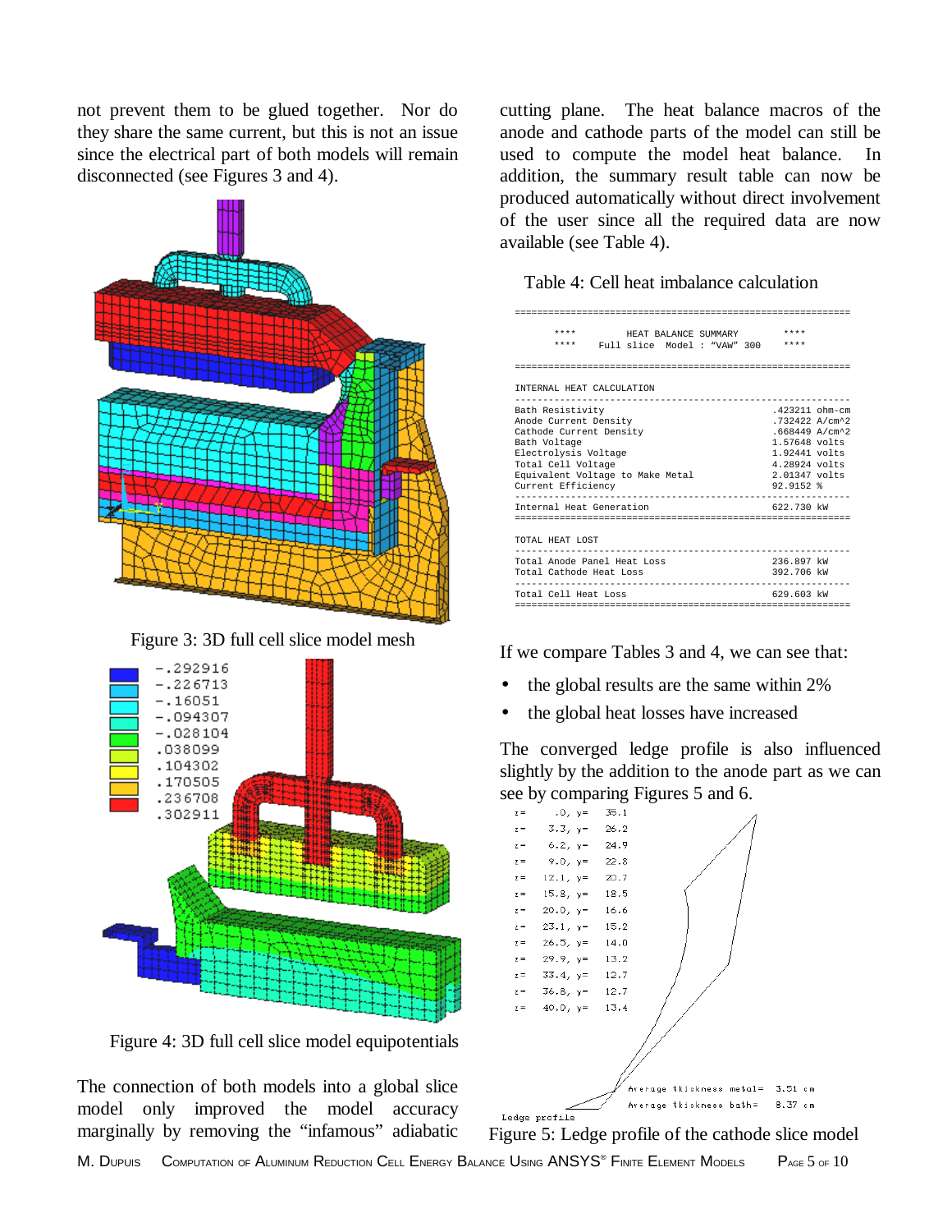not prevent them to be glued together. Nor do they share the same current, but this is not an issue since the electrical part of both models will remain disconnected (see Figures 3 and 4).

Figure 3: 3D full cell slice model mesh

Figure 4: 3D full cell slice model equipotentials

The connection of both models into a global slice model only improved the model accuracy marginally by removing the "infamous" adiabatic cutting plane. The heat balance macros of the anode and cathode parts of the model can still be used to compute the model heat balance. In addition, the summary result table can now be produced automatically without direct involvement of the user since all the required data are now available (see Table 4).

Table 4: Cell heat imbalance calculation

```
=========================================================
     ****          HEAT BALANCE SUMMARY            ****
     ****    Full slice  Model : "VAW" 300         ****
=========================================================

INTERNAL HEAT CALCULATION
---------------------------------------------------------
Bath Resistivity                          .423211 ohm-cm
Anode Current Density                     .732422 A/cm^2
Cathode Current Density                   .668449 A/cm^2
Bath Voltage                              1.57648 volts
Electrolysis Voltage                      1.92441 volts
Total Cell Voltage                        4.28924 volts
Equivalent Voltage to Make Metal          2.01347 volts
Current Efficiency                        92.9152 %
---------------------------------------------------------
Internal Heat Generation                  622.730 kW
=========================================================

TOTAL HEAT LOST
---------------------------------------------------------
Total Anode Panel Heat Loss               236.897 kW
Total Cathode Heat Loss                   392.706 kW
---------------------------------------------------------
Total Cell Heat Loss                      629.603 kW
=========================================================
```

If we compare Tables 3 and 4, we can see that:

- the global results are the same within 2%
- the global heat losses have increased

The converged ledge profile is also influenced slightly by the addition to the anode part as we can see by comparing Figures 5 and 6.

Figure 5: Ledge profile of the cathode slice model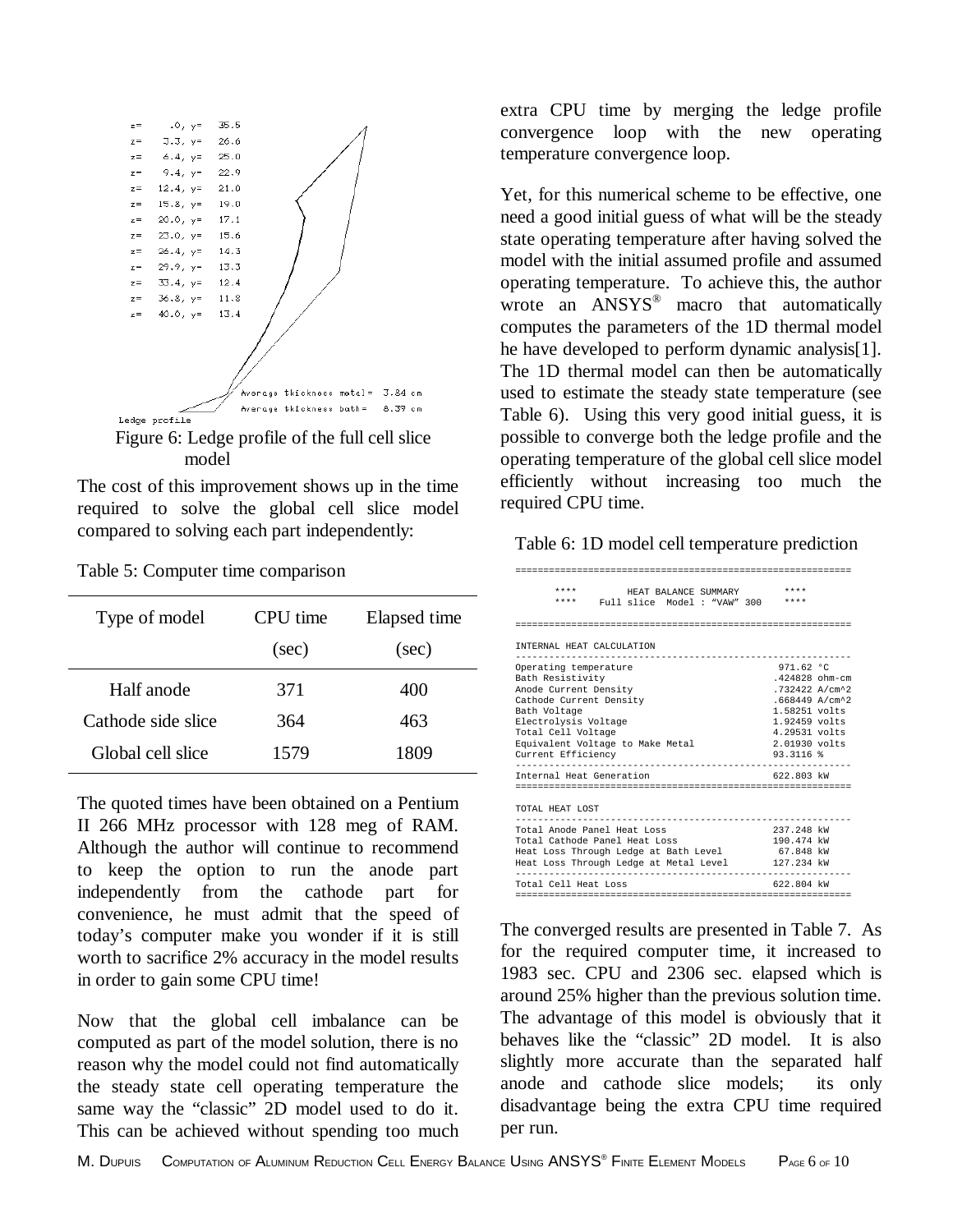```
z=    .0, y=   35.5
z=   3.3, y=   26.6
z=   6.4, y=   25.0
z=   9.4, y=   22.9
z=  12.4, y=   21.0
z=  15.8, y=   19.0
z=  20.0, y=   17.1
z=  23.0, y=   15.6
z=  26.4, y=   14.3
z=  29.9, y=   13.3
z=  33.4, y=   12.4
z=  36.8, y=   11.8
z=  40.0, y=   13.4

Average thickness metal=  3.84 cm
Average thickness bath=   8.37 cm
Ledge profile
```

Figure 6: Ledge profile of the full cell slice model

The cost of this improvement shows up in the time required to solve the global cell slice model compared to solving each part independently:

Table 5: Computer time comparison

| Type of model | CPU time (sec) | Elapsed time (sec) |
|---|---|---|
| Half anode | 371 | 400 |
| Cathode side slice | 364 | 463 |
| Global cell slice | 1579 | 1809 |

The quoted times have been obtained on a Pentium II 266 MHz processor with 128 meg of RAM. Although the author will continue to recommend to keep the option to run the anode part independently from the cathode part for convenience, he must admit that the speed of today's computer make you wonder if it is still worth to sacrifice 2% accuracy in the model results in order to gain some CPU time!

Now that the global cell imbalance can be computed as part of the model solution, there is no reason why the model could not find automatically the steady state cell operating temperature the same way the "classic" 2D model used to do it. This can be achieved without spending too much extra CPU time by merging the ledge profile convergence loop with the new operating temperature convergence loop.

Yet, for this numerical scheme to be effective, one need a good initial guess of what will be the steady state operating temperature after having solved the model with the initial assumed profile and assumed operating temperature. To achieve this, the author wrote an ANSYS® macro that automatically computes the parameters of the 1D thermal model he have developed to perform dynamic analysis[1]. The 1D thermal model can then be automatically used to estimate the steady state temperature (see Table 6). Using this very good initial guess, it is possible to converge both the ledge profile and the operating temperature of the global cell slice model efficiently without increasing too much the required CPU time.

Table 6: 1D model cell temperature prediction

```
==========================================================
     ****         HEAT BALANCE SUMMARY          ****
     ****    Full slice  Model : "VAW" 300      ****
==========================================================

 INTERNAL HEAT CALCULATION
----------------------------------------------------------
 Operating temperature                       971.62 °C
 Bath Resistivity                           .424828 ohm-cm
 Anode Current Density                      .732422 A/cm^2
 Cathode Current Density                    .668449 A/cm^2
 Bath Voltage                               1.58251 volts
 Electrolysis Voltage                       1.92459 volts
 Total Cell Voltage                         4.29531 volts
 Equivalent Voltage to Make Metal           2.01930 volts
 Current Efficiency                         93.3116 %
----------------------------------------------------------
 Internal Heat Generation                   622.803 kW
==========================================================

 TOTAL HEAT LOST
----------------------------------------------------------
 Total Anode Panel Heat Loss                237.248 kW
 Total Cathode Panel Heat Loss              190.474 kW
 Heat Loss Through Ledge at Bath Level       67.848 kW
 Heat Loss Through Ledge at Metal Level     127.234 kW
----------------------------------------------------------
 Total Cell Heat Loss                       622.804 kW
==========================================================
```

The converged results are presented in Table 7. As for the required computer time, it increased to 1983 sec. CPU and 2306 sec. elapsed which is around 25% higher than the previous solution time. The advantage of this model is obviously that it behaves like the "classic" 2D model. It is also slightly more accurate than the separated half anode and cathode slice models; its only disadvantage being the extra CPU time required per run.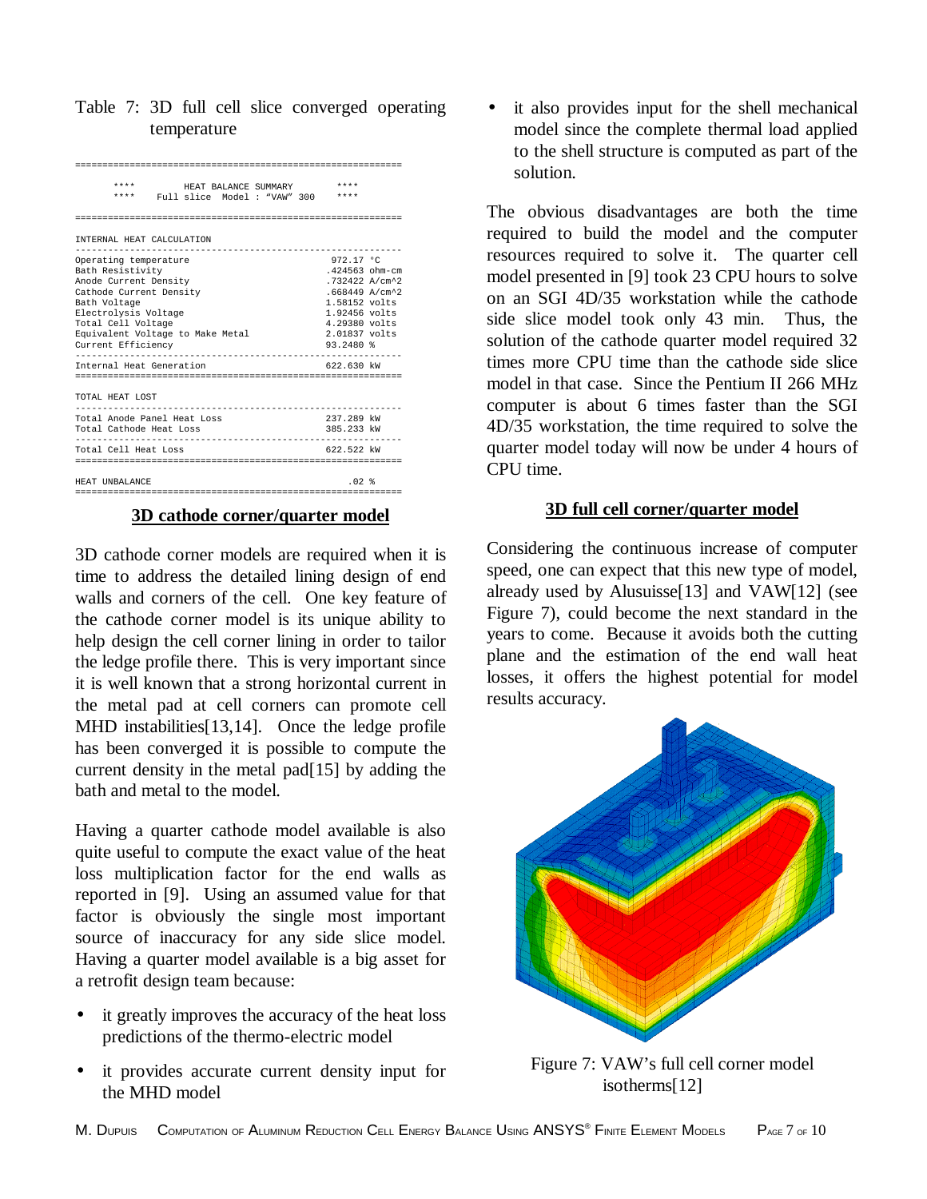Table 7: 3D full cell slice converged operating temperature

```
=============================================================

     ****         HEAT BALANCE SUMMARY           ****
     ****    Full slice  Model : "VAW" 300       ****

=============================================================

INTERNAL HEAT CALCULATION
-------------------------------------------------------------
Operating temperature                          972.17 °C
Bath Resistivity                              .424563 ohm-cm
Anode Current Density                         .732422 A/cm^2
Cathode Current Density                       .668449 A/cm^2
Bath Voltage                                  1.58152 volts
Electrolysis Voltage                          1.92456 volts
Total Cell Voltage                            4.29380 volts
Equivalent Voltage to Make Metal              2.01837 volts
Current Efficiency                            93.2480 %
-------------------------------------------------------------
Internal Heat Generation                      622.630 kW
=============================================================

TOTAL HEAT LOST
-------------------------------------------------------------
Total Anode Panel Heat Loss                   237.289 kW
Total Cathode Heat Loss                       385.233 kW
-------------------------------------------------------------
Total Cell Heat Loss                          622.522 kW
=============================================================

HEAT UNBALANCE                                    .02 %
=============================================================
```

## 3D cathode corner/quarter model

3D cathode corner models are required when it is time to address the detailed lining design of end walls and corners of the cell. One key feature of the cathode corner model is its unique ability to help design the cell corner lining in order to tailor the ledge profile there. This is very important since it is well known that a strong horizontal current in the metal pad at cell corners can promote cell MHD instabilities[13,14]. Once the ledge profile has been converged it is possible to compute the current density in the metal pad[15] by adding the bath and metal to the model.

Having a quarter cathode model available is also quite useful to compute the exact value of the heat loss multiplication factor for the end walls as reported in [9]. Using an assumed value for that factor is obviously the single most important source of inaccuracy for any side slice model. Having a quarter model available is a big asset for a retrofit design team because:

- it greatly improves the accuracy of the heat loss predictions of the thermo-electric model
- it provides accurate current density input for the MHD model
- it also provides input for the shell mechanical model since the complete thermal load applied to the shell structure is computed as part of the solution.

The obvious disadvantages are both the time required to build the model and the computer resources required to solve it. The quarter cell model presented in [9] took 23 CPU hours to solve on an SGI 4D/35 workstation while the cathode side slice model took only 43 min. Thus, the solution of the cathode quarter model required 32 times more CPU time than the cathode side slice model in that case. Since the Pentium II 266 MHz computer is about 6 times faster than the SGI 4D/35 workstation, the time required to solve the quarter model today will now be under 4 hours of CPU time.

## 3D full cell corner/quarter model

Considering the continuous increase of computer speed, one can expect that this new type of model, already used by Alusuisse[13] and VAW[12] (see Figure 7), could become the next standard in the years to come. Because it avoids both the cutting plane and the estimation of the end wall heat losses, it offers the highest potential for model results accuracy.

Figure 7: VAW's full cell corner model isotherms[12]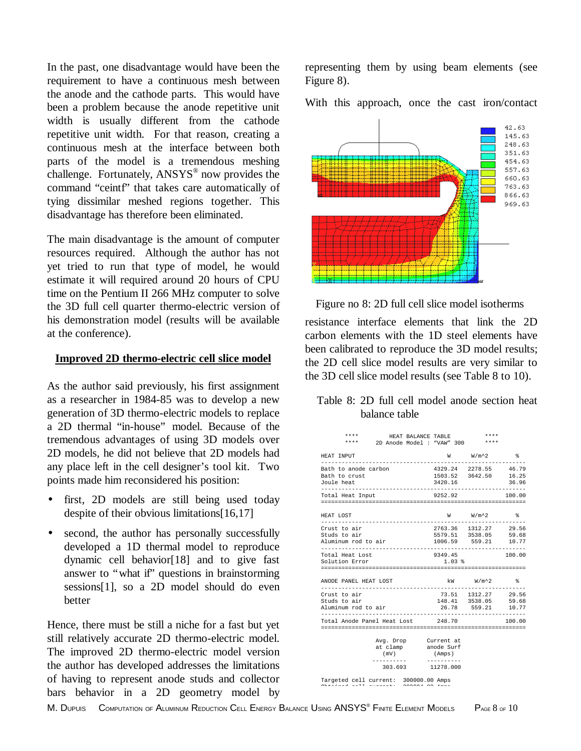In the past, one disadvantage would have been the requirement to have a continuous mesh between the anode and the cathode parts. This would have been a problem because the anode repetitive unit width is usually different from the cathode repetitive unit width. For that reason, creating a continuous mesh at the interface between both parts of the model is a tremendous meshing challenge. Fortunately, ANSYS® now provides the command "ceintf" that takes care automatically of tying dissimilar meshed regions together. This disadvantage has therefore been eliminated.

The main disadvantage is the amount of computer resources required. Although the author has not yet tried to run that type of model, he would estimate it will required around 20 hours of CPU time on the Pentium II 266 MHz computer to solve the 3D full cell quarter thermo-electric version of his demonstration model (results will be available at the conference).

## Improved 2D thermo-electric cell slice model

As the author said previously, his first assignment as a researcher in 1984-85 was to develop a new generation of 3D thermo-electric models to replace a 2D thermal "in-house" model. Because of the tremendous advantages of using 3D models over 2D models, he did not believe that 2D models had any place left in the cell designer's tool kit. Two points made him reconsidered his position:

- first, 2D models are still being used today despite of their obvious limitations[16,17]
- second, the author has personally successfully developed a 1D thermal model to reproduce dynamic cell behavior[18] and to give fast answer to "what if" questions in brainstorming sessions[1], so a 2D model should do even better

Hence, there must be still a niche for a fast but yet still relatively accurate 2D thermo-electric model. The improved 2D thermo-electric model version the author has developed addresses the limitations of having to represent anode studs and collector bars behavior in a 2D geometry model by representing them by using beam elements (see Figure 8).

With this approach, once the cast iron/contact resistance interface elements that link the 2D carbon elements with the 1D steel elements have been calibrated to reproduce the 3D model results; the 2D cell slice model results are very similar to the 3D cell slice model results (see Table 8 to 10).

Figure no 8: 2D full cell slice model isotherms

Table 8: 2D full cell model anode section heat balance table

```
****              HEAT BALANCE TABLE              ****
****         2D Anode Model : "VAW" 300            ****

HEAT INPUT                          W       W/m^2        %
------------------------------------------------------------
Bath to anode carbon             4329.24   2278.55     46.79
Bath to crust                    1503.52   3642.50     16.25
Joule heat                       3420.16               36.96
------------------------------------------------------------
Total Heat Input                 9252.92              100.00
============================================================

HEAT LOST                           W       W/m^2        %
------------------------------------------------------------
Crust to air                     2763.36   1312.27     29.56
Studs to air                     5579.51   3538.05     59.68
Aluminum rod to air              1006.59    559.21     10.77
------------------------------------------------------------
Total Heat Lost                  9349.45              100.00
Solution Error                     1.03 %
============================================================

ANODE PANEL HEAT LOST              kW       W/m^2        %
------------------------------------------------------------
Crust to air                       73.51   1312.27     29.56
Studs to air                      148.41   3538.05     59.68
Aluminum rod to air                26.78    559.21     10.77
------------------------------------------------------------
Total Anode Panel Heat Lost       248.70              100.00
============================================================

               Avg. Drop      Current at
               at clamp       anode Surf
                 (mV)           (Amps)
              ----------     ----------
               303.693       11278.000

Targeted cell current:   300000.00 Amps
```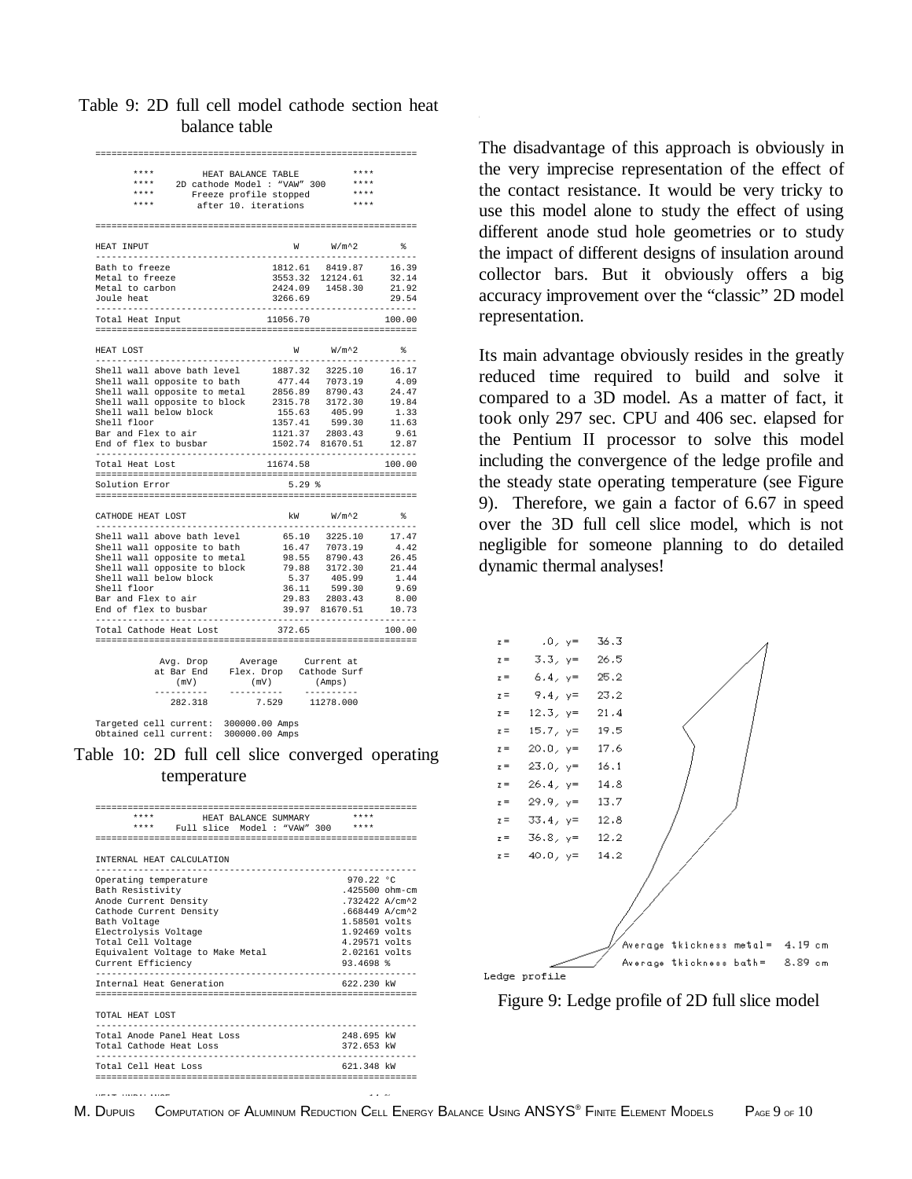Table 9: 2D full cell model cathode section heat balance table

```
============================================================
      ****        HEAT BALANCE TABLE           ****
      ****    2D cathode Model : "VAW" 300     ****
      ****      Freeze profile stopped         ****
      ****        after 10. iterations         ****

============================================================

HEAT INPUT                            W      W/m^2        %
------------------------------------------------------------
Bath to freeze                    1812.61   8419.87    16.39
Metal to freeze                   3553.32  12124.61    32.14
Metal to carbon                   2424.09   1458.30    21.92
Joule heat                        3266.69              29.54
------------------------------------------------------------
Total Heat Input                 11056.70             100.00
============================================================

HEAT LOST                             W      W/m^2        %
------------------------------------------------------------
Shell wall above bath level       1887.32   3225.10    16.17
Shell wall opposite to bath        477.44   7073.19     4.09
Shell wall opposite to metal      2856.89   8790.43    24.47
Shell wall opposite to block      2315.78   3172.30    19.84
Shell wall below block             155.63    405.99     1.33
Shell floor                       1357.41    599.30    11.63
Bar and Flex to air               1121.37   2803.43     9.61
End of flex to busbar             1502.74  81670.51    12.87
------------------------------------------------------------
Total Heat Lost                  11674.58             100.00
============================================================
Solution Error                       5.29 %
============================================================

CATHODE HEAT LOST                    kW      W/m^2        %
------------------------------------------------------------
Shell wall above bath level         65.10   3225.10    17.47
Shell wall opposite to bath         16.47   7073.19     4.42
Shell wall opposite to metal        98.55   8790.43    26.45
Shell wall opposite to block        79.88   3172.30    21.44
Shell wall below block               5.37    405.99     1.44
Shell floor                         36.11    599.30     9.69
Bar and Flex to air                 29.83   2803.43     8.00
End of flex to busbar               39.97  81670.51    10.73
------------------------------------------------------------
Total Cathode Heat Lost            372.65             100.00
============================================================

         Avg. Drop      Average     Current at
        at Bar End    Flex. Drop   Cathode Surf
           (mV)          (mV)         (Amps)
        ----------    ----------   ----------
          282.318        7.529      11278.000

Targeted cell current:  300000.00 Amps
Obtained cell current:  300000.00 Amps
```

Table 10: 2D full cell slice converged operating temperature

```
============================================================
      ****        HEAT BALANCE SUMMARY         ****
      ****    Full slice  Model : "VAW" 300    ****
============================================================

INTERNAL HEAT CALCULATION
------------------------------------------------------------
Operating temperature                       970.22 °C
Bath Resistivity                           .425500 ohm-cm
Anode Current Density                      .732422 A/cm^2
Cathode Current Density                    .668449 A/cm^2
Bath Voltage                               1.58501 volts
Electrolysis Voltage                       1.92469 volts
Total Cell Voltage                         4.29571 volts
Equivalent Voltage to Make Metal           2.02161 volts
Current Efficiency                         93.4698 %
------------------------------------------------------------
Internal Heat Generation                   622.230 kW
============================================================

TOTAL HEAT LOST
------------------------------------------------------------
Total Anode Panel Heat Loss                248.695 kW
Total Cathode Heat Loss                    372.653 kW
------------------------------------------------------------
Total Cell Heat Loss                       621.348 kW
============================================================
```

The disadvantage of this approach is obviously in the very imprecise representation of the effect of the contact resistance. It would be very tricky to use this model alone to study the effect of using different anode stud hole geometries or to study the impact of different designs of insulation around collector bars. But it obviously offers a big accuracy improvement over the "classic" 2D model representation.

Its main advantage obviously resides in the greatly reduced time required to build and solve it compared to a 3D model. As a matter of fact, it took only 297 sec. CPU and 406 sec. elapsed for the Pentium II processor to solve this model including the convergence of the ledge profile and the steady state operating temperature (see Figure 9). Therefore, we gain a factor of 6.67 in speed over the 3D full cell slice model, which is not negligible for someone planning to do detailed dynamic thermal analyses!

```
z=    .0, y=  36.3
z=   3.3, y=  26.5
z=   6.4, y=  25.2
z=   9.4, y=  23.2
z=  12.3, y=  21.4
z=  15.7, y=  19.5
z=  20.0, y=  17.6
z=  23.0, y=  16.1
z=  26.4, y=  14.8
z=  29.9, y=  13.7
z=  33.4, y=  12.8
z=  36.8, y=  12.2
z=  40.0, y=  14.2

Average tkickness metal=  4.19 cm
Average tkickness bath=   8.89 cm
Ledge profile
```

Figure 9: Ledge profile of 2D full slice model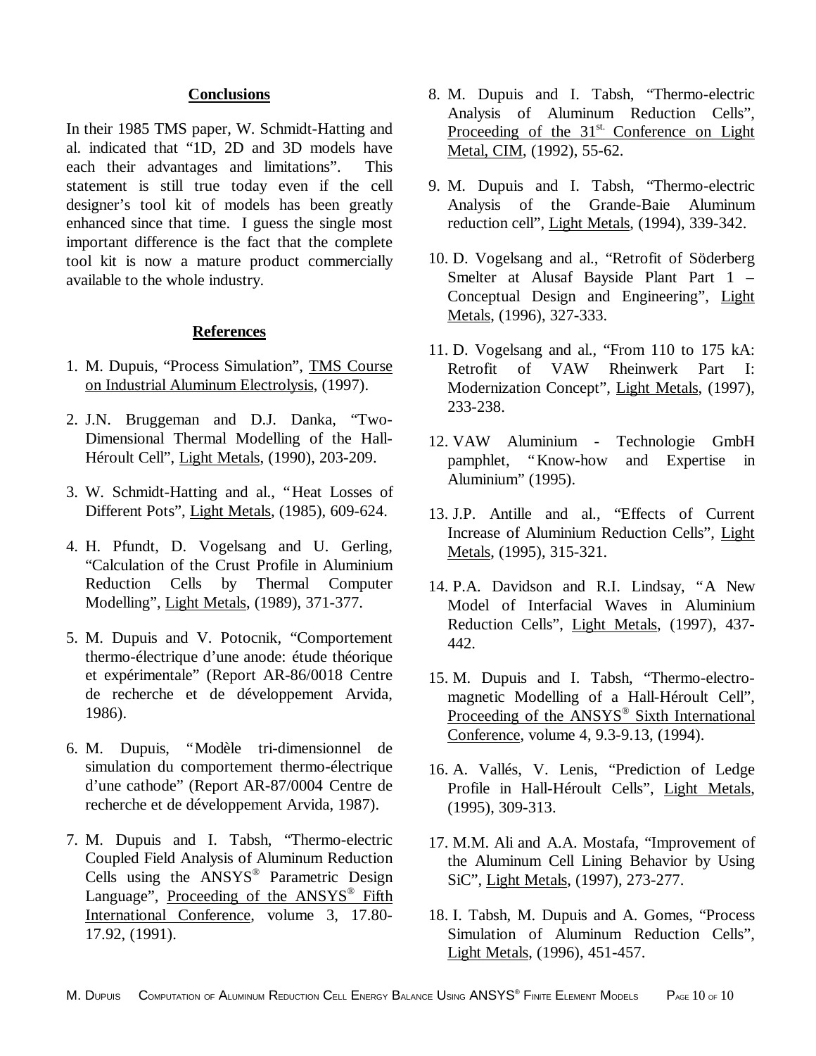## Conclusions

In their 1985 TMS paper, W. Schmidt-Hatting and al. indicated that "1D, 2D and 3D models have each their advantages and limitations". This statement is still true today even if the cell designer's tool kit of models has been greatly enhanced since that time. I guess the single most important difference is the fact that the complete tool kit is now a mature product commercially available to the whole industry.

## References

1. M. Dupuis, "Process Simulation", TMS Course on Industrial Aluminum Electrolysis, (1997).
2. J.N. Bruggeman and D.J. Danka, "Two-Dimensional Thermal Modelling of the Hall-Héroult Cell", Light Metals, (1990), 203-209.
3. W. Schmidt-Hatting and al., "Heat Losses of Different Pots", Light Metals, (1985), 609-624.
4. H. Pfundt, D. Vogelsang and U. Gerling, "Calculation of the Crust Profile in Aluminium Reduction Cells by Thermal Computer Modelling", Light Metals, (1989), 371-377.
5. M. Dupuis and V. Potocnik, "Comportement thermo-électrique d'une anode: étude théorique et expérimentale" (Report AR-86/0018 Centre de recherche et de développement Arvida, 1986).
6. M. Dupuis, "Modèle tri-dimensionnel de simulation du comportement thermo-électrique d'une cathode" (Report AR-87/0004 Centre de recherche et de développement Arvida, 1987).
7. M. Dupuis and I. Tabsh, "Thermo-electric Coupled Field Analysis of Aluminum Reduction Cells using the ANSYS® Parametric Design Language", Proceeding of the ANSYS® Fifth International Conference, volume 3, 17.80-17.92, (1991).
8. M. Dupuis and I. Tabsh, "Thermo-electric Analysis of Aluminum Reduction Cells", Proceeding of the 31st. Conference on Light Metal, CIM, (1992), 55-62.
9. M. Dupuis and I. Tabsh, "Thermo-electric Analysis of the Grande-Baie Aluminum reduction cell", Light Metals, (1994), 339-342.
10. D. Vogelsang and al., "Retrofit of Söderberg Smelter at Alusaf Bayside Plant Part 1 – Conceptual Design and Engineering", Light Metals, (1996), 327-333.
11. D. Vogelsang and al., "From 110 to 175 kA: Retrofit of VAW Rheinwerk Part I: Modernization Concept", Light Metals, (1997), 233-238.
12. VAW Aluminium - Technologie GmbH pamphlet, "Know-how and Expertise in Aluminium" (1995).
13. J.P. Antille and al., "Effects of Current Increase of Aluminium Reduction Cells", Light Metals, (1995), 315-321.
14. P.A. Davidson and R.I. Lindsay, "A New Model of Interfacial Waves in Aluminium Reduction Cells", Light Metals, (1997), 437-442.
15. M. Dupuis and I. Tabsh, "Thermo-electro-magnetic Modelling of a Hall-Héroult Cell", Proceeding of the ANSYS® Sixth International Conference, volume 4, 9.3-9.13, (1994).
16. A. Vallés, V. Lenis, "Prediction of Ledge Profile in Hall-Héroult Cells", Light Metals, (1995), 309-313.
17. M.M. Ali and A.A. Mostafa, "Improvement of the Aluminum Cell Lining Behavior by Using SiC", Light Metals, (1997), 273-277.
18. I. Tabsh, M. Dupuis and A. Gomes, "Process Simulation of Aluminum Reduction Cells", Light Metals, (1996), 451-457.